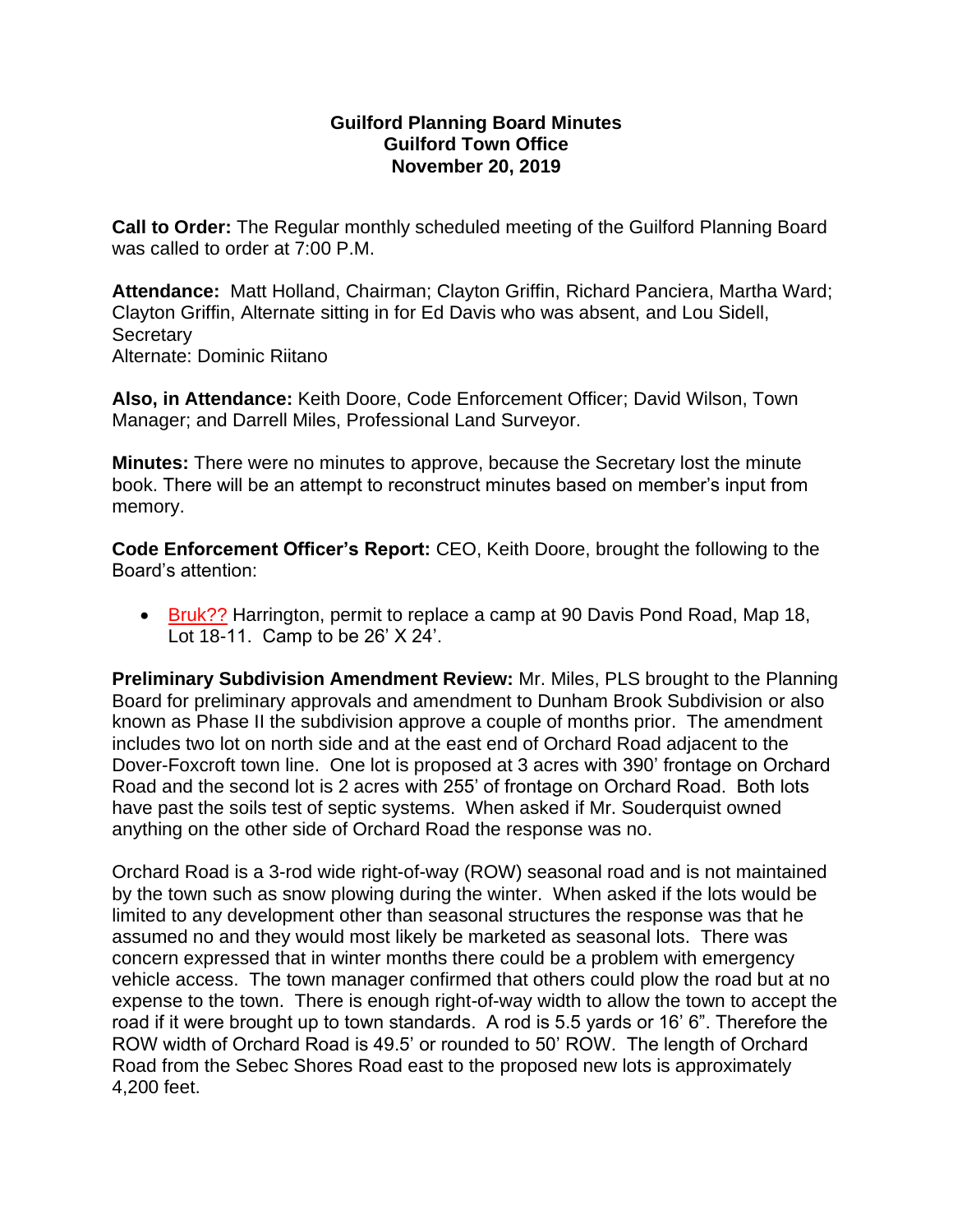**Guilford Planning Board Minutes**
**Guilford Town Office**
**November 20, 2019**

**Call to Order:** The Regular monthly scheduled meeting of the Guilford Planning Board was called to order at 7:00 P.M.

**Attendance:** Matt Holland, Chairman; Clayton Griffin, Richard Panciera, Martha Ward; Clayton Griffin, Alternate sitting in for Ed Davis who was absent, and Lou Sidell, Secretary
Alternate: Dominic Riitano

**Also, in Attendance:** Keith Doore, Code Enforcement Officer; David Wilson, Town Manager; and Darrell Miles, Professional Land Surveyor.

**Minutes:** There were no minutes to approve, because the Secretary lost the minute book. There will be an attempt to reconstruct minutes based on member's input from memory.

**Code Enforcement Officer's Report:** CEO, Keith Doore, brought the following to the Board's attention:

- Bruk?? Harrington, permit to replace a camp at 90 Davis Pond Road, Map 18, Lot 18-11. Camp to be 26' X 24'.

**Preliminary Subdivision Amendment Review:** Mr. Miles, PLS brought to the Planning Board for preliminary approvals and amendment to Dunham Brook Subdivision or also known as Phase II the subdivision approve a couple of months prior. The amendment includes two lot on north side and at the east end of Orchard Road adjacent to the Dover-Foxcroft town line. One lot is proposed at 3 acres with 390' frontage on Orchard Road and the second lot is 2 acres with 255' of frontage on Orchard Road. Both lots have past the soils test of septic systems. When asked if Mr. Souderquist owned anything on the other side of Orchard Road the response was no.

Orchard Road is a 3-rod wide right-of-way (ROW) seasonal road and is not maintained by the town such as snow plowing during the winter. When asked if the lots would be limited to any development other than seasonal structures the response was that he assumed no and they would most likely be marketed as seasonal lots. There was concern expressed that in winter months there could be a problem with emergency vehicle access. The town manager confirmed that others could plow the road but at no expense to the town. There is enough right-of-way width to allow the town to accept the road if it were brought up to town standards. A rod is 5.5 yards or 16' 6". Therefore the ROW width of Orchard Road is 49.5' or rounded to 50' ROW. The length of Orchard Road from the Sebec Shores Road east to the proposed new lots is approximately 4,200 feet.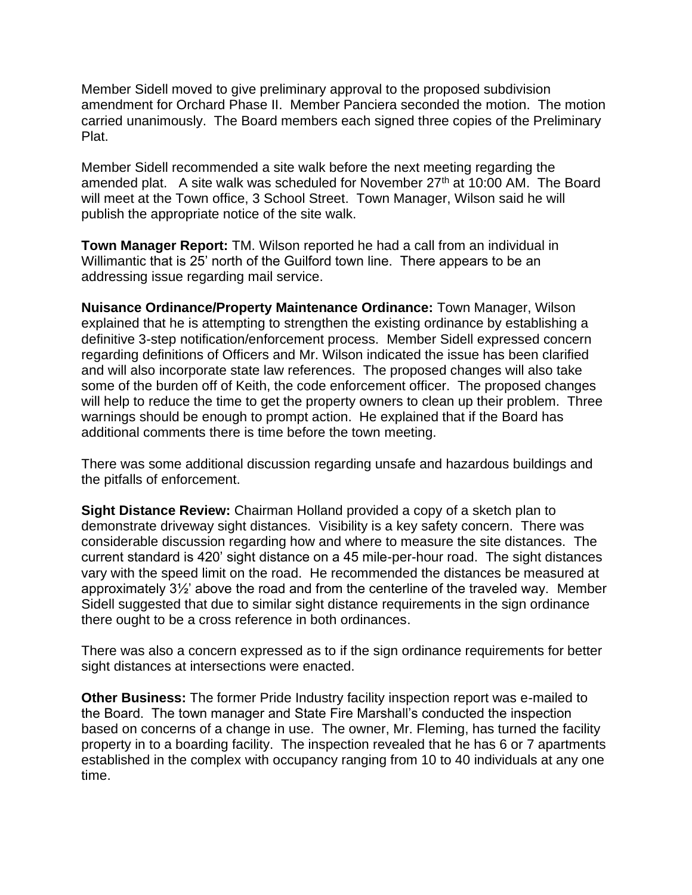Member Sidell moved to give preliminary approval to the proposed subdivision amendment for Orchard Phase II. Member Panciera seconded the motion. The motion carried unanimously. The Board members each signed three copies of the Preliminary Plat.

Member Sidell recommended a site walk before the next meeting regarding the amended plat. A site walk was scheduled for November 27th at 10:00 AM. The Board will meet at the Town office, 3 School Street. Town Manager, Wilson said he will publish the appropriate notice of the site walk.

**Town Manager Report:** TM. Wilson reported he had a call from an individual in Willimantic that is 25' north of the Guilford town line. There appears to be an addressing issue regarding mail service.

**Nuisance Ordinance/Property Maintenance Ordinance:** Town Manager, Wilson explained that he is attempting to strengthen the existing ordinance by establishing a definitive 3-step notification/enforcement process. Member Sidell expressed concern regarding definitions of Officers and Mr. Wilson indicated the issue has been clarified and will also incorporate state law references. The proposed changes will also take some of the burden off of Keith, the code enforcement officer. The proposed changes will help to reduce the time to get the property owners to clean up their problem. Three warnings should be enough to prompt action. He explained that if the Board has additional comments there is time before the town meeting.

There was some additional discussion regarding unsafe and hazardous buildings and the pitfalls of enforcement.

**Sight Distance Review:** Chairman Holland provided a copy of a sketch plan to demonstrate driveway sight distances. Visibility is a key safety concern. There was considerable discussion regarding how and where to measure the site distances. The current standard is 420' sight distance on a 45 mile-per-hour road. The sight distances vary with the speed limit on the road. He recommended the distances be measured at approximately 3½' above the road and from the centerline of the traveled way. Member Sidell suggested that due to similar sight distance requirements in the sign ordinance there ought to be a cross reference in both ordinances.

There was also a concern expressed as to if the sign ordinance requirements for better sight distances at intersections were enacted.

**Other Business:** The former Pride Industry facility inspection report was e-mailed to the Board. The town manager and State Fire Marshall's conducted the inspection based on concerns of a change in use. The owner, Mr. Fleming, has turned the facility property in to a boarding facility. The inspection revealed that he has 6 or 7 apartments established in the complex with occupancy ranging from 10 to 40 individuals at any one time.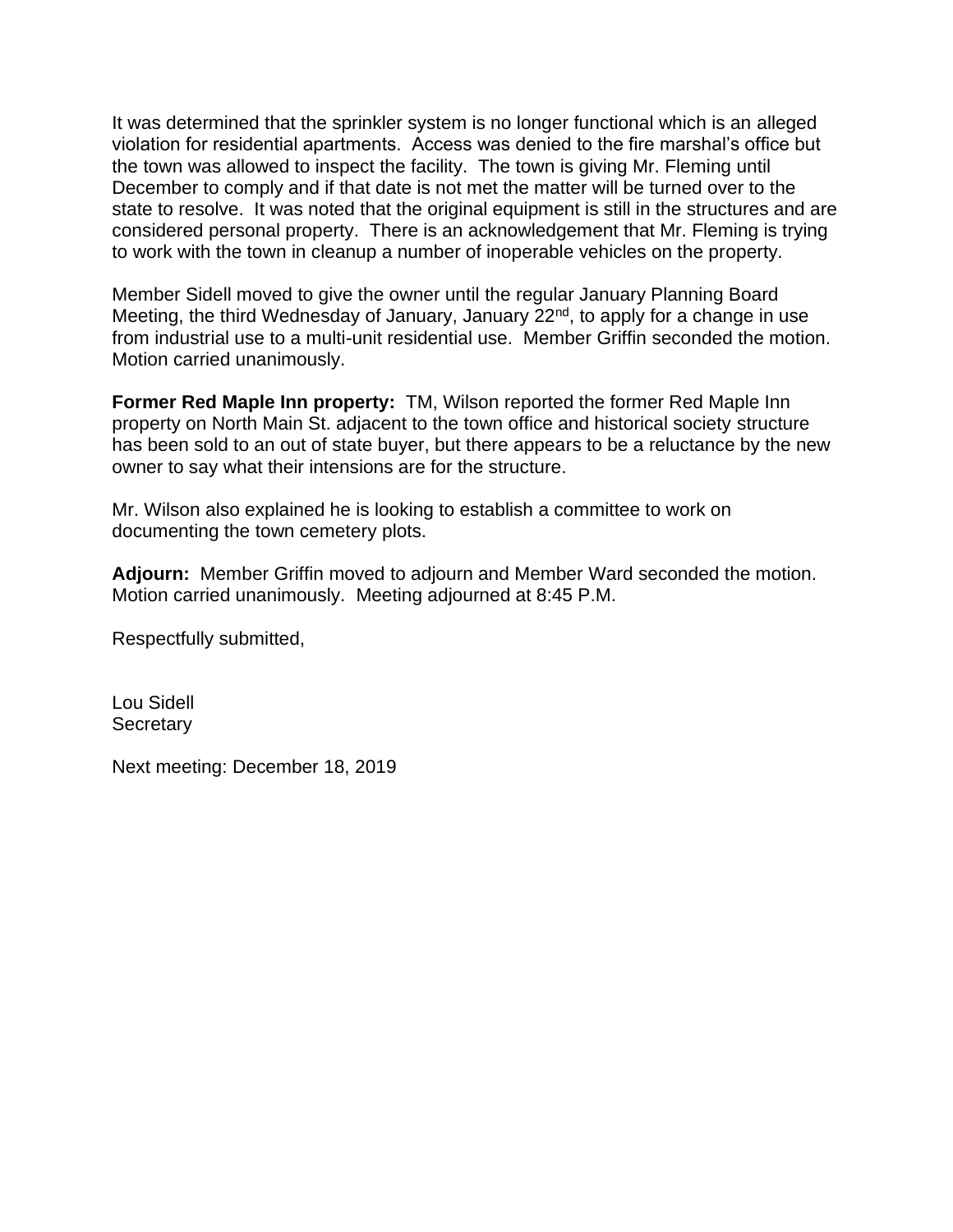It was determined that the sprinkler system is no longer functional which is an alleged violation for residential apartments. Access was denied to the fire marshal's office but the town was allowed to inspect the facility. The town is giving Mr. Fleming until December to comply and if that date is not met the matter will be turned over to the state to resolve. It was noted that the original equipment is still in the structures and are considered personal property. There is an acknowledgement that Mr. Fleming is trying to work with the town in cleanup a number of inoperable vehicles on the property.

Member Sidell moved to give the owner until the regular January Planning Board Meeting, the third Wednesday of January, January 22nd, to apply for a change in use from industrial use to a multi-unit residential use. Member Griffin seconded the motion. Motion carried unanimously.

**Former Red Maple Inn property:** TM, Wilson reported the former Red Maple Inn property on North Main St. adjacent to the town office and historical society structure has been sold to an out of state buyer, but there appears to be a reluctance by the new owner to say what their intensions are for the structure.

Mr. Wilson also explained he is looking to establish a committee to work on documenting the town cemetery plots.

**Adjourn:** Member Griffin moved to adjourn and Member Ward seconded the motion. Motion carried unanimously. Meeting adjourned at 8:45 P.M.

Respectfully submitted,

Lou Sidell
Secretary

Next meeting: December 18, 2019